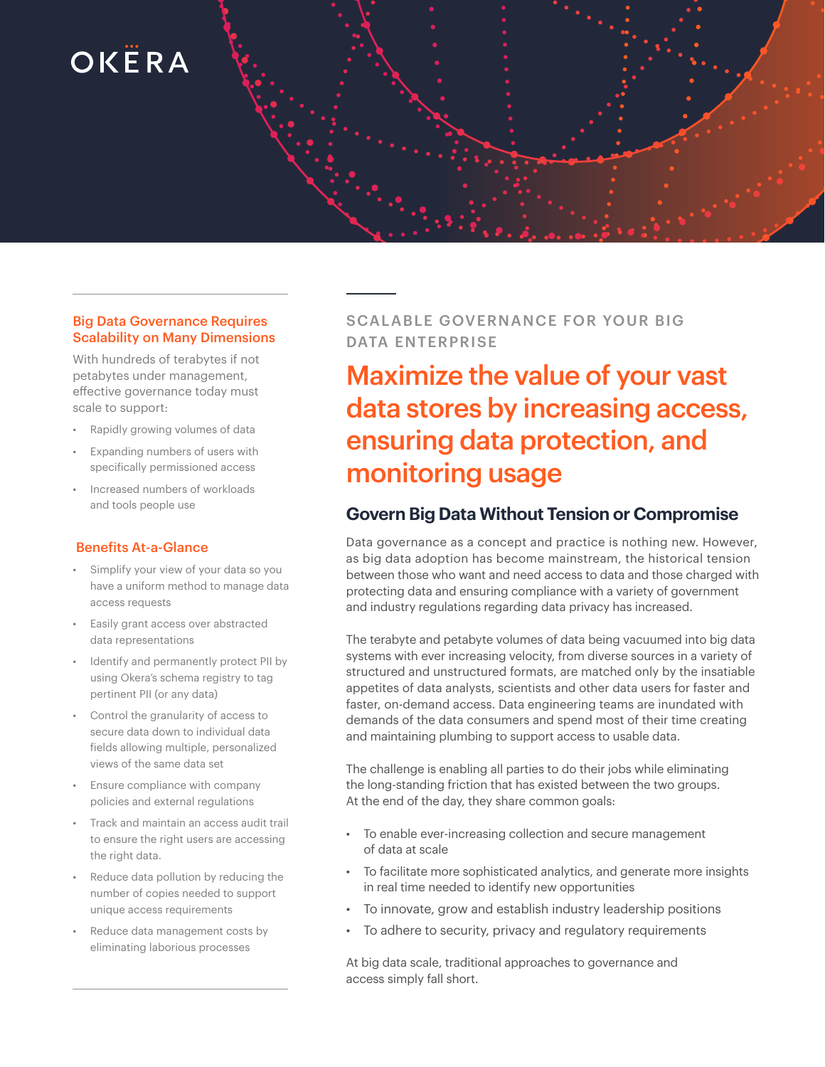OKERA

# SCALABLE GOVERNANCE FOR YOUR BIG DATA ENTERPRISE

## Maximize the value of your vast data stores by increasing access, ensuring data protection, and monitoring usage

### Big Data Governance Requires Scalability on Many Dimensions

With hundreds of terabytes if not petabytes under management, effective governance today must scale to support:

- Rapidly growing volumes of data
- Expanding numbers of users with specifically permissioned access
- Increased numbers of workloads and tools people use

### Benefits At-a-Glance

- Simplify your view of your data so you have a uniform method to manage data access requests
- Easily grant access over abstracted data representations
- Identify and permanently protect PII by using Okera's schema registry to tag pertinent PII (or any data)
- Control the granularity of access to secure data down to individual data fields allowing multiple, personalized views of the same data set
- Ensure compliance with company policies and external regulations
- Track and maintain an access audit trail to ensure the right users are accessing the right data.
- Reduce data pollution by reducing the number of copies needed to support unique access requirements
- Reduce data management costs by eliminating laborious processes

### Govern Big Data Without Tension or Compromise

Data governance as a concept and practice is nothing new. However, as big data adoption has become mainstream, the historical tension between those who want and need access to data and those charged with protecting data and ensuring compliance with a variety of government and industry regulations regarding data privacy has increased.

The terabyte and petabyte volumes of data being vacuumed into big data systems with ever increasing velocity, from diverse sources in a variety of structured and unstructured formats, are matched only by the insatiable appetites of data analysts, scientists and other data users for faster and faster, on-demand access. Data engineering teams are inundated with demands of the data consumers and spend most of their time creating and maintaining plumbing to support access to usable data.

The challenge is enabling all parties to do their jobs while eliminating the long-standing friction that has existed between the two groups. At the end of the day, they share common goals:

- To enable ever-increasing collection and secure management of data at scale
- To facilitate more sophisticated analytics, and generate more insights in real time needed to identify new opportunities
- To innovate, grow and establish industry leadership positions
- To adhere to security, privacy and regulatory requirements

At big data scale, traditional approaches to governance and access simply fall short.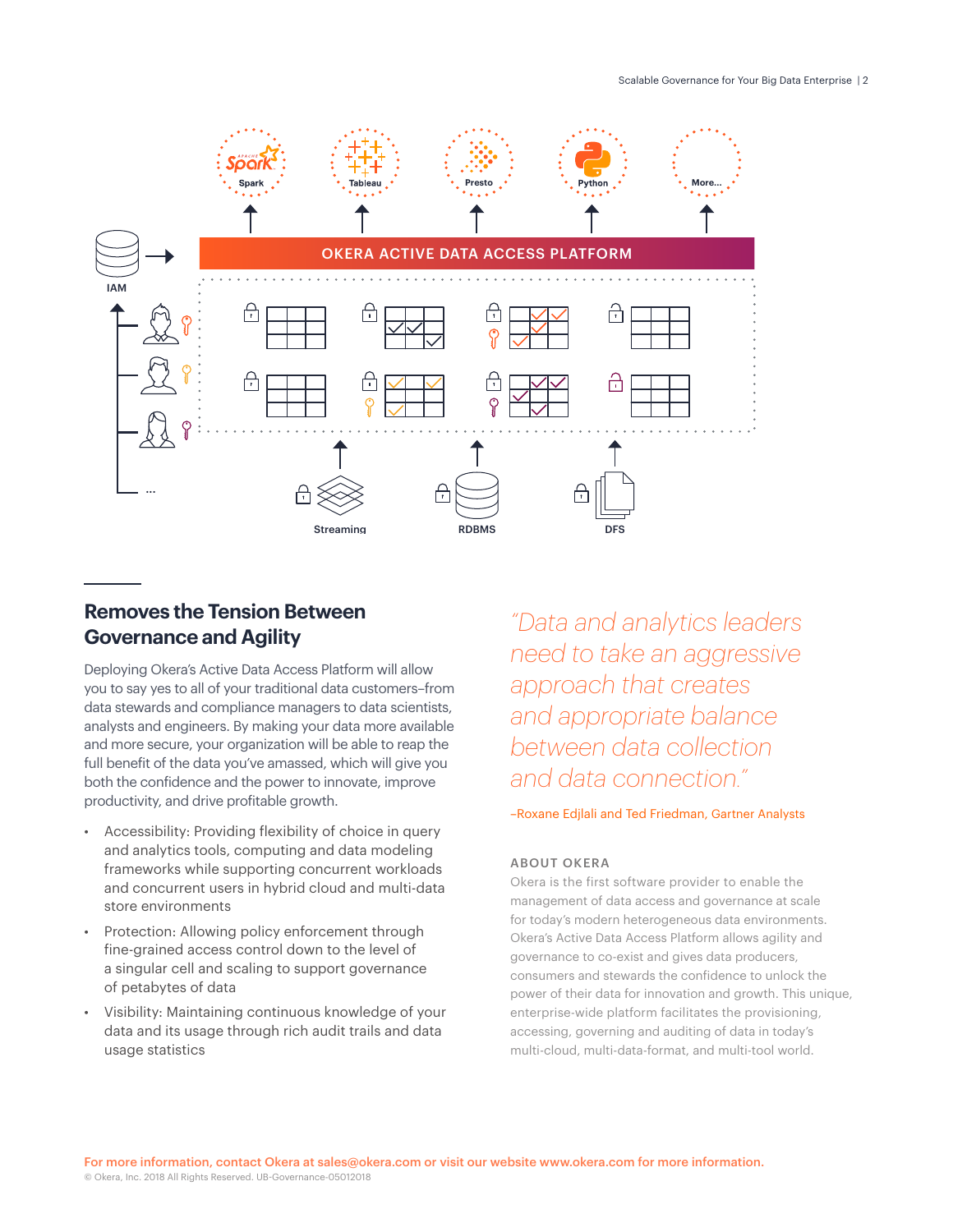Spark

Tableau

Presto

Python

More...

IAM

OKERA ACTIVE DATA ACCESS PLATFORM

...

Streaming

RDBMS

DFS

## Removes the Tension Between Governance and Agility

Deploying Okera's Active Data Access Platform will allow you to say yes to all of your traditional data customers–from data stewards and compliance managers to data scientists, analysts and engineers. By making your data more available and more secure, your organization will be able to reap the full benefit of the data you've amassed, which will give you both the confidence and the power to innovate, improve productivity, and drive profitable growth.

- Accessibility: Providing flexibility of choice in query and analytics tools, computing and data modeling frameworks while supporting concurrent workloads and concurrent users in hybrid cloud and multi-data store environments
- Protection: Allowing policy enforcement through fine-grained access control down to the level of a singular cell and scaling to support governance of petabytes of data
- Visibility: Maintaining continuous knowledge of your data and its usage through rich audit trails and data usage statistics

*"Data and analytics leaders need to take an aggressive approach that creates and appropriate balance between data collection and data connection."*

–Roxane Edjlali and Ted Friedman, Gartner Analysts

### ABOUT OKERA

Okera is the first software provider to enable the management of data access and governance at scale for today's modern heterogeneous data environments. Okera's Active Data Access Platform allows agility and governance to co-exist and gives data producers, consumers and stewards the confidence to unlock the power of their data for innovation and growth. This unique, enterprise-wide platform facilitates the provisioning, accessing, governing and auditing of data in today's multi-cloud, multi-data-format, and multi-tool world.

For more information, contact Okera at sales@okera.com or visit our website www.okera.com for more information.

© Okera, Inc. 2018 All Rights Reserved. UB-Governance-05012018